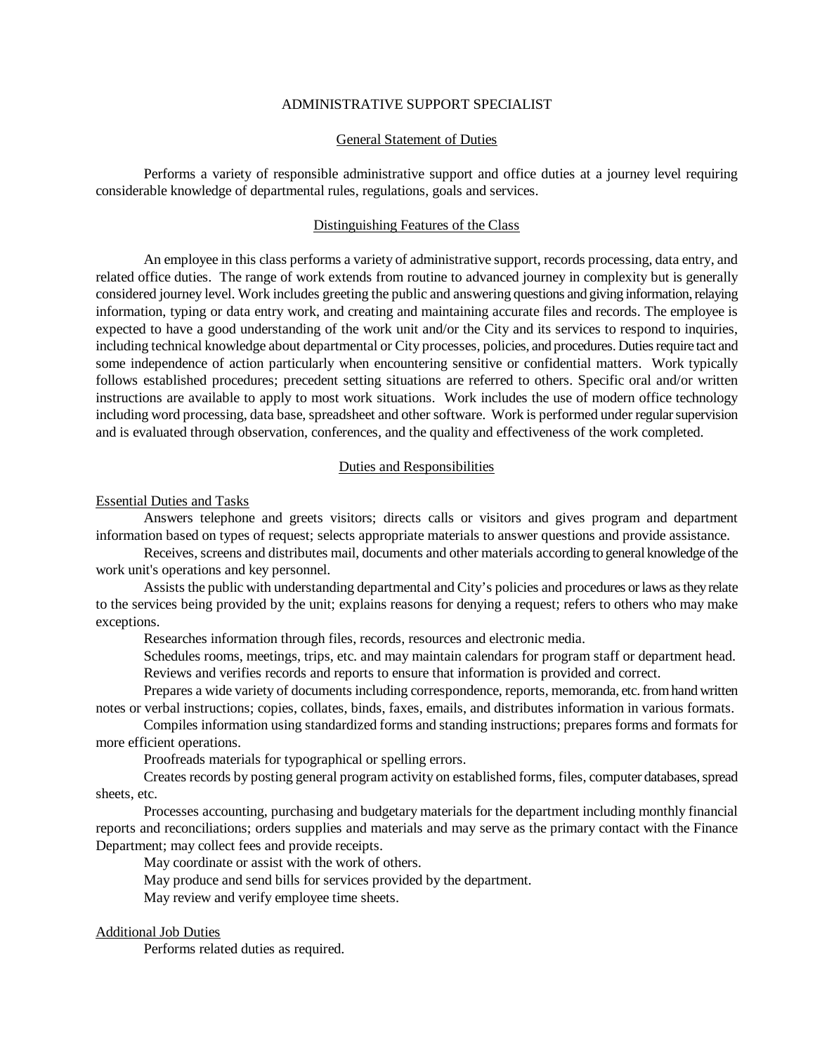# ADMINISTRATIVE SUPPORT SPECIALIST

## General Statement of Duties

Performs a variety of responsible administrative support and office duties at a journey level requiring considerable knowledge of departmental rules, regulations, goals and services.

## Distinguishing Features of the Class

An employee in this class performs a variety of administrative support, records processing, data entry, and related office duties. The range of work extends from routine to advanced journey in complexity but is generally considered journey level. Work includes greeting the public and answering questions and giving information, relaying information, typing or data entry work, and creating and maintaining accurate files and records. The employee is expected to have a good understanding of the work unit and/or the City and its services to respond to inquiries, including technical knowledge about departmental or City processes, policies, and procedures. Duties require tact and some independence of action particularly when encountering sensitive or confidential matters. Work typically follows established procedures; precedent setting situations are referred to others. Specific oral and/or written instructions are available to apply to most work situations. Work includes the use of modern office technology including word processing, data base, spreadsheet and other software. Work is performed under regular supervision and is evaluated through observation, conferences, and the quality and effectiveness of the work completed.

## Duties and Responsibilities

### Essential Duties and Tasks

Answers telephone and greets visitors; directs calls or visitors and gives program and department information based on types of request; selects appropriate materials to answer questions and provide assistance.

Receives, screens and distributes mail, documents and other materials according to general knowledge of the work unit's operations and key personnel.

Assists the public with understanding departmental and City's policies and procedures or laws as they relate to the services being provided by the unit; explains reasons for denying a request; refers to others who may make exceptions.

Researches information through files, records, resources and electronic media.

Schedules rooms, meetings, trips, etc. and may maintain calendars for program staff or department head.

Reviews and verifies records and reports to ensure that information is provided and correct.

Prepares a wide variety of documents including correspondence, reports, memoranda, etc. from hand written notes or verbal instructions; copies, collates, binds, faxes, emails, and distributes information in various formats.

Compiles information using standardized forms and standing instructions; prepares forms and formats for more efficient operations.

Proofreads materials for typographical or spelling errors.

Creates records by posting general program activity on established forms, files, computer databases, spread sheets, etc.

Processes accounting, purchasing and budgetary materials for the department including monthly financial reports and reconciliations; orders supplies and materials and may serve as the primary contact with the Finance Department; may collect fees and provide receipts.

May coordinate or assist with the work of others.

May produce and send bills for services provided by the department.

May review and verify employee time sheets.

### Additional Job Duties

Performs related duties as required.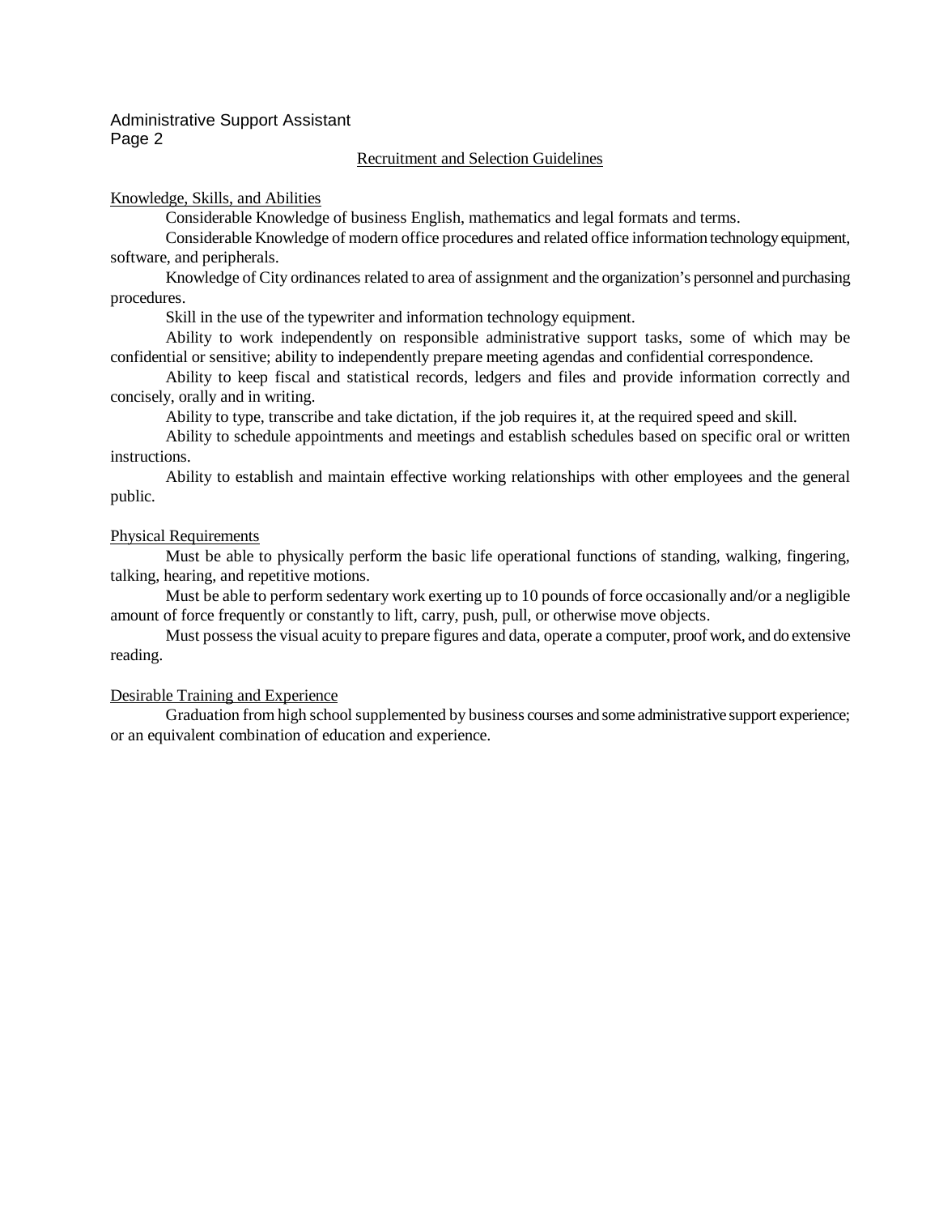## Recruitment and Selection Guidelines

### Knowledge, Skills, and Abilities

Considerable Knowledge of business English, mathematics and legal formats and terms.

Considerable Knowledge of modern office procedures and related office information technology equipment, software, and peripherals.

Knowledge of City ordinances related to area of assignment and the organization's personnel and purchasing procedures.

Skill in the use of the typewriter and information technology equipment.

Ability to work independently on responsible administrative support tasks, some of which may be confidential or sensitive; ability to independently prepare meeting agendas and confidential correspondence.

Ability to keep fiscal and statistical records, ledgers and files and provide information correctly and concisely, orally and in writing.

Ability to type, transcribe and take dictation, if the job requires it, at the required speed and skill.

Ability to schedule appointments and meetings and establish schedules based on specific oral or written instructions.

Ability to establish and maintain effective working relationships with other employees and the general public.

### Physical Requirements

Must be able to physically perform the basic life operational functions of standing, walking, fingering, talking, hearing, and repetitive motions.

Must be able to perform sedentary work exerting up to 10 pounds of force occasionally and/or a negligible amount of force frequently or constantly to lift, carry, push, pull, or otherwise move objects.

Must possess the visual acuity to prepare figures and data, operate a computer, proof work, and do extensive reading.

### Desirable Training and Experience

Graduation from high school supplemented by business courses and some administrative support experience; or an equivalent combination of education and experience.